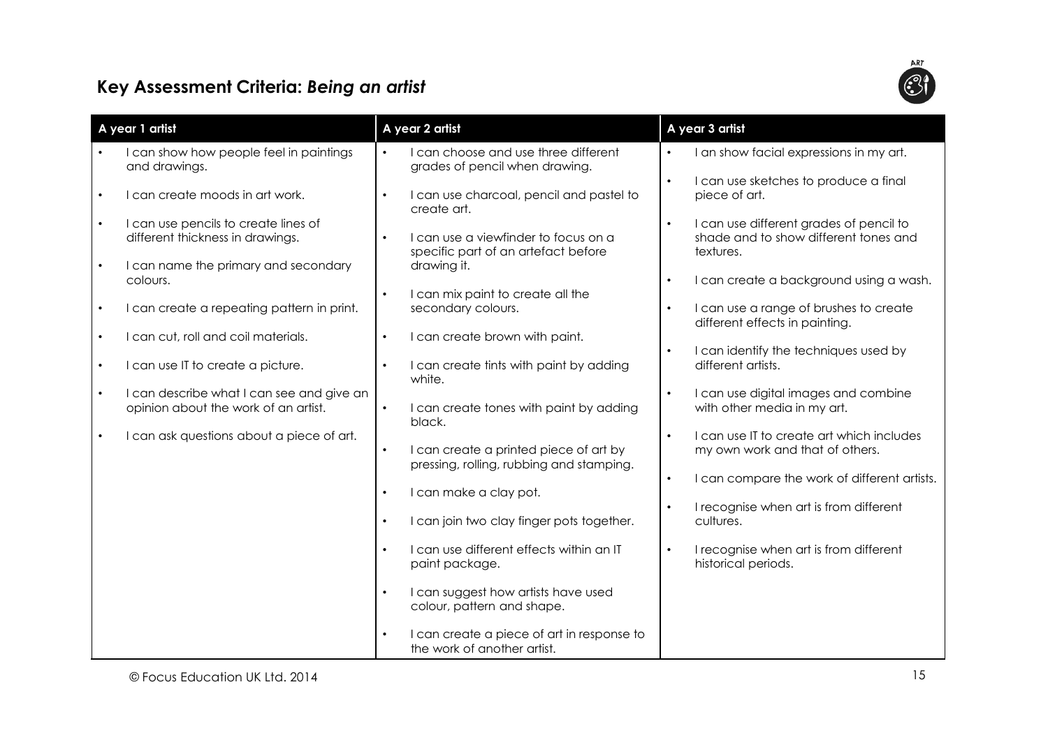## Key Assessment Criteria: *Being an artist*

| A year 1 artist | A year 2 artist | A year 3 artist |
|---|---|---|
| • I can show how people feel in paintings and drawings.<br>• I can create moods in art work.<br>• I can use pencils to create lines of different thickness in drawings.<br>• I can name the primary and secondary colours.<br>• I can create a repeating pattern in print.<br>• I can cut, roll and coil materials.<br>• I can use IT to create a picture.<br>• I can describe what I can see and give an opinion about the work of an artist.<br>• I can ask questions about a piece of art. | • I can choose and use three different grades of pencil when drawing.<br>• I can use charcoal, pencil and pastel to create art.<br>• I can use a viewfinder to focus on a specific part of an artefact before drawing it.<br>• I can mix paint to create all the secondary colours.<br>• I can create brown with paint.<br>• I can create tints with paint by adding white.<br>• I can create tones with paint by adding black.<br>• I can create a printed piece of art by pressing, rolling, rubbing and stamping.<br>• I can make a clay pot.<br>• I can join two clay finger pots together.<br>• I can use different effects within an IT paint package.<br>• I can suggest how artists have used colour, pattern and shape.<br>• I can create a piece of art in response to the work of another artist. | • I an show facial expressions in my art.<br>• I can use sketches to produce a final piece of art.<br>• I can use different grades of pencil to shade and to show different tones and textures.<br>• I can create a background using a wash.<br>• I can use a range of brushes to create different effects in painting.<br>• I can identify the techniques used by different artists.<br>• I can use digital images and combine with other media in my art.<br>• I can use IT to create art which includes my own work and that of others.<br>• I can compare the work of different artists.<br>• I recognise when art is from different cultures.<br>• I recognise when art is from different historical periods. |

© Focus Education UK Ltd. 2014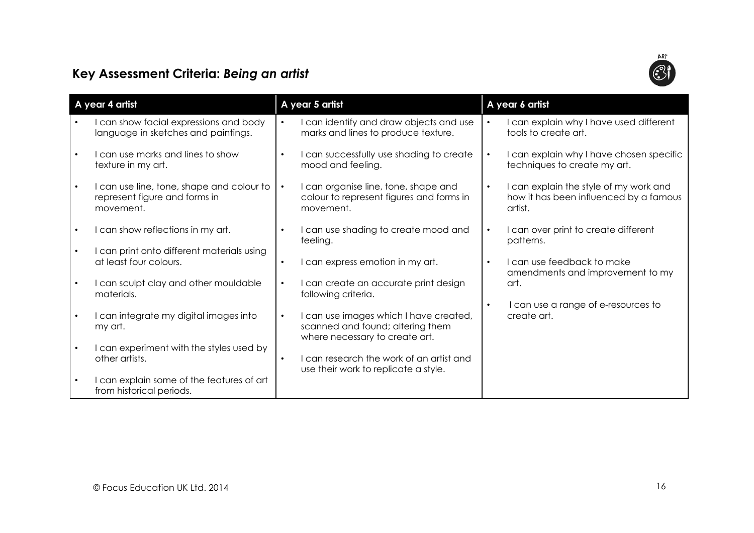## Key Assessment Criteria: *Being an artist*

| A year 4 artist | A year 5 artist | A year 6 artist |
|---|---|---|
| • I can show facial expressions and body language in sketches and paintings.<br>• I can use marks and lines to show texture in my art.<br>• I can use line, tone, shape and colour to represent figure and forms in movement.<br>• I can show reflections in my art.<br>• I can print onto different materials using at least four colours.<br>• I can sculpt clay and other mouldable materials.<br>• I can integrate my digital images into my art.<br>• I can experiment with the styles used by other artists.<br>• I can explain some of the features of art from historical periods. | • I can identify and draw objects and use marks and lines to produce texture.<br>• I can successfully use shading to create mood and feeling.<br>• I can organise line, tone, shape and colour to represent figures and forms in movement.<br>• I can use shading to create mood and feeling.<br>• I can express emotion in my art.<br>• I can create an accurate print design following criteria.<br>• I can use images which I have created, scanned and found; altering them where necessary to create art.<br>• I can research the work of an artist and use their work to replicate a style. | • I can explain why I have used different tools to create art.<br>• I can explain why I have chosen specific techniques to create my art.<br>• I can explain the style of my work and how it has been influenced by a famous artist.<br>• I can over print to create different patterns.<br>• I can use feedback to make amendments and improvement to my art.<br>• I can use a range of e-resources to create art. |

© Focus Education UK Ltd. 2014